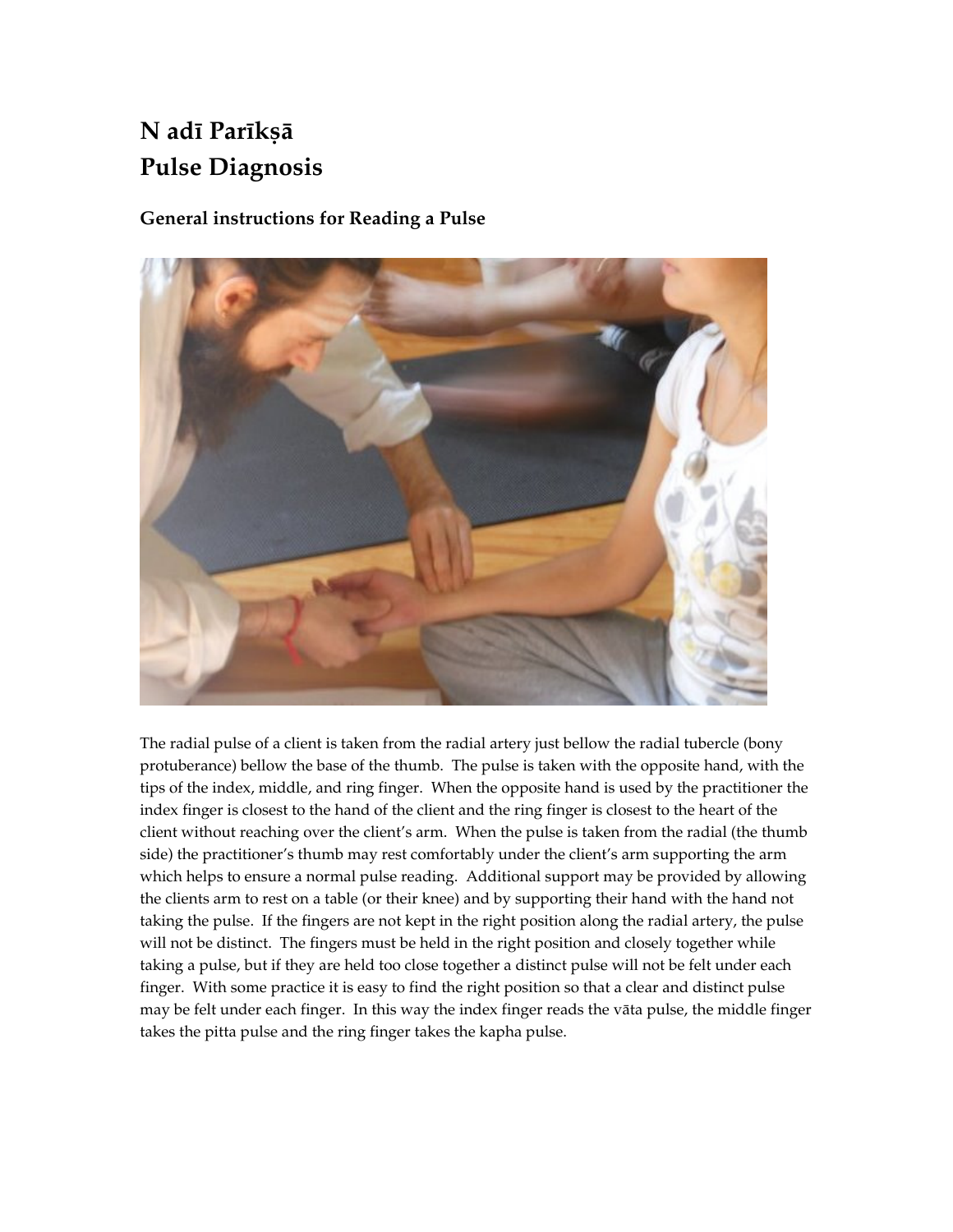# N adī Parīkṣā
# Pulse Diagnosis

## General instructions for Reading a Pulse

The radial pulse of a client is taken from the radial artery just bellow the radial tubercle (bony protuberance) bellow the base of the thumb. The pulse is taken with the opposite hand, with the tips of the index, middle, and ring finger. When the opposite hand is used by the practitioner the index finger is closest to the hand of the client and the ring finger is closest to the heart of the client without reaching over the client's arm. When the pulse is taken from the radial (the thumb side) the practitioner's thumb may rest comfortably under the client's arm supporting the arm which helps to ensure a normal pulse reading. Additional support may be provided by allowing the clients arm to rest on a table (or their knee) and by supporting their hand with the hand not taking the pulse. If the fingers are not kept in the right position along the radial artery, the pulse will not be distinct. The fingers must be held in the right position and closely together while taking a pulse, but if they are held too close together a distinct pulse will not be felt under each finger. With some practice it is easy to find the right position so that a clear and distinct pulse may be felt under each finger. In this way the index finger reads the vāta pulse, the middle finger takes the pitta pulse and the ring finger takes the kapha pulse.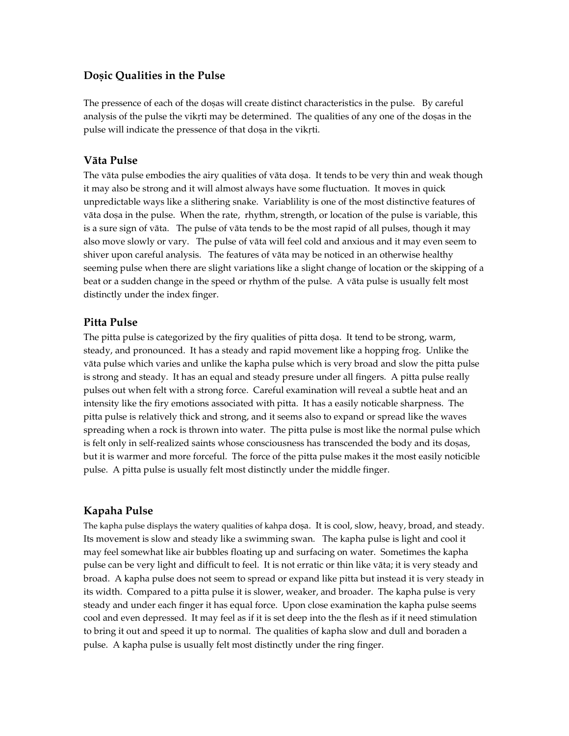## Doṣic Qualities in the Pulse

The pressence of each of the doṣas will create distinct characteristics in the pulse. By careful analysis of the pulse the vikṛti may be determined. The qualities of any one of the doṣas in the pulse will indicate the pressence of that doṣa in the vikṛti.

### Vāta Pulse

The vāta pulse embodies the airy qualities of vāta doṣa. It tends to be very thin and weak though it may also be strong and it will almost always have some fluctuation. It moves in quick unpredictable ways like a slithering snake. Variablility is one of the most distinctive features of vāta doṣa in the pulse. When the rate, rhythm, strength, or location of the pulse is variable, this is a sure sign of vāta. The pulse of vāta tends to be the most rapid of all pulses, though it may also move slowly or vary. The pulse of vāta will feel cold and anxious and it may even seem to shiver upon careful analysis. The features of vāta may be noticed in an otherwise healthy seeming pulse when there are slight variations like a slight change of location or the skipping of a beat or a sudden change in the speed or rhythm of the pulse. A vāta pulse is usually felt most distinctly under the index finger.

### Pitta Pulse

The pitta pulse is categorized by the firy qualities of pitta doṣa. It tend to be strong, warm, steady, and pronounced. It has a steady and rapid movement like a hopping frog. Unlike the vāta pulse which varies and unlike the kapha pulse which is very broad and slow the pitta pulse is strong and steady. It has an equal and steady presure under all fingers. A pitta pulse really pulses out when felt with a strong force. Careful examination will reveal a subtle heat and an intensity like the firy emotions associated with pitta. It has a easily noticable sharpness. The pitta pulse is relatively thick and strong, and it seems also to expand or spread like the waves spreading when a rock is thrown into water. The pitta pulse is most like the normal pulse which is felt only in self-realized saints whose consciousness has transcended the body and its doṣas, but it is warmer and more forceful. The force of the pitta pulse makes it the most easily noticible pulse. A pitta pulse is usually felt most distinctly under the middle finger.

### Kapaha Pulse

The kapha pulse displays the watery qualities of kahpa doṣa. It is cool, slow, heavy, broad, and steady. Its movement is slow and steady like a swimming swan. The kapha pulse is light and cool it may feel somewhat like air bubbles floating up and surfacing on water. Sometimes the kapha pulse can be very light and difficult to feel. It is not erratic or thin like vāta; it is very steady and broad. A kapha pulse does not seem to spread or expand like pitta but instead it is very steady in its width. Compared to a pitta pulse it is slower, weaker, and broader. The kapha pulse is very steady and under each finger it has equal force. Upon close examination the kapha pulse seems cool and even depressed. It may feel as if it is set deep into the the flesh as if it need stimulation to bring it out and speed it up to normal. The qualities of kapha slow and dull and boraden a pulse. A kapha pulse is usually felt most distinctly under the ring finger.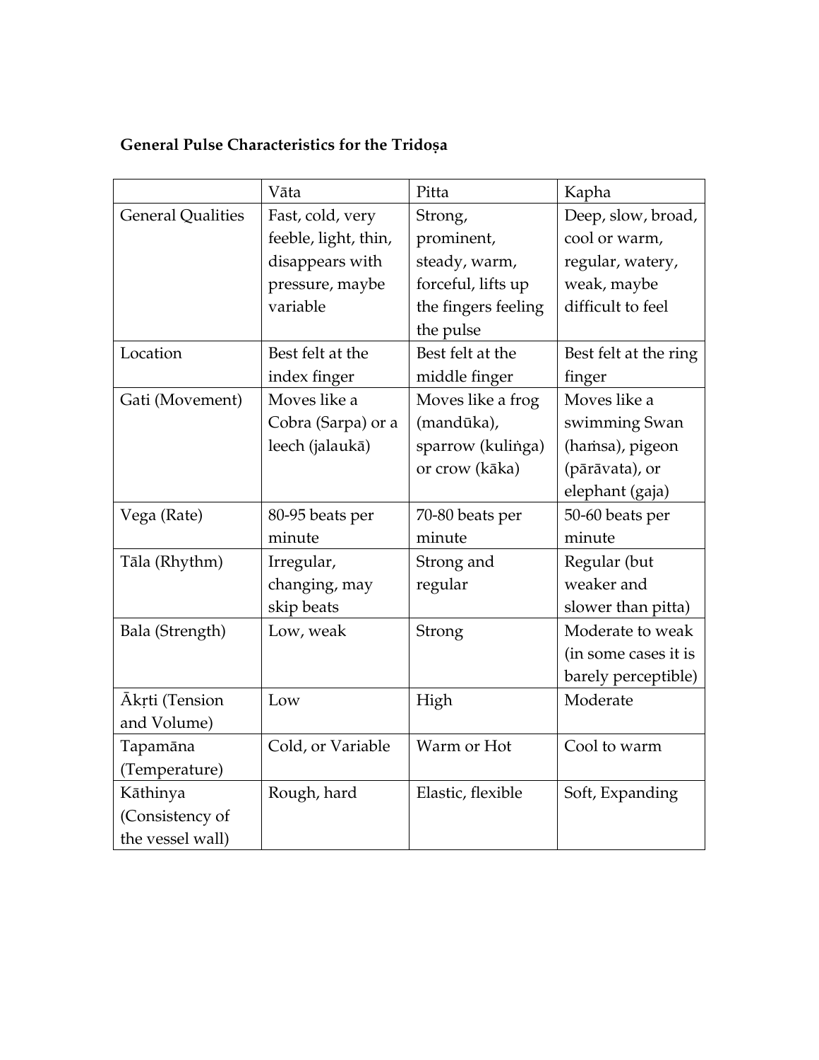**General Pulse Characteristics for the Tridoṣa**

| | Vāta | Pitta | Kapha |
|---|---|---|---|
| General Qualities | Fast, cold, very feeble, light, thin, disappears with pressure, maybe variable | Strong, prominent, steady, warm, forceful, lifts up the fingers feeling the pulse | Deep, slow, broad, cool or warm, regular, watery, weak, maybe difficult to feel |
| Location | Best felt at the index finger | Best felt at the middle finger | Best felt at the ring finger |
| Gati (Movement) | Moves like a Cobra (Sarpa) or a leech (jalaukā) | Moves like a frog (mandūka), sparrow (kuliṅga) or crow (kāka) | Moves like a swimming Swan (haṁsa), pigeon (pārāvata), or elephant (gaja) |
| Vega (Rate) | 80-95 beats per minute | 70-80 beats per minute | 50-60 beats per minute |
| Tāla (Rhythm) | Irregular, changing, may skip beats | Strong and regular | Regular (but weaker and slower than pitta) |
| Bala (Strength) | Low, weak | Strong | Moderate to weak (in some cases it is barely perceptible) |
| Ākṛti (Tension and Volume) | Low | High | Moderate |
| Tapamāna (Temperature) | Cold, or Variable | Warm or Hot | Cool to warm |
| Kāthinya (Consistency of the vessel wall) | Rough, hard | Elastic, flexible | Soft, Expanding |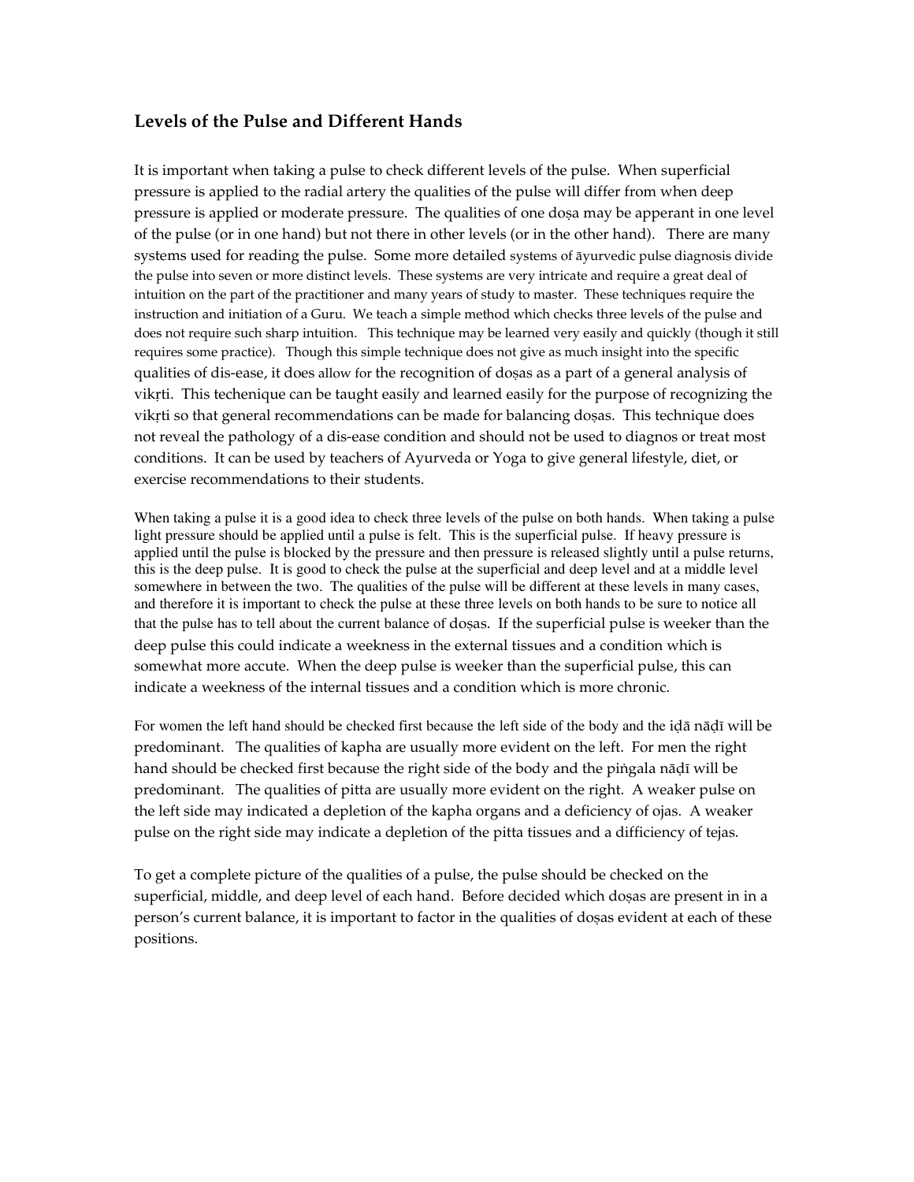## Levels of the Pulse and Different Hands

It is important when taking a pulse to check different levels of the pulse. When superficial pressure is applied to the radial artery the qualities of the pulse will differ from when deep pressure is applied or moderate pressure. The qualities of one doṣa may be apperant in one level of the pulse (or in one hand) but not there in other levels (or in the other hand). There are many systems used for reading the pulse. Some more detailed systems of āyurvedic pulse diagnosis divide the pulse into seven or more distinct levels. These systems are very intricate and require a great deal of intuition on the part of the practitioner and many years of study to master. These techniques require the instruction and initiation of a Guru. We teach a simple method which checks three levels of the pulse and does not require such sharp intuition. This technique may be learned very easily and quickly (though it still requires some practice). Though this simple technique does not give as much insight into the specific qualities of dis-ease, it does allow for the recognition of doṣas as a part of a general analysis of vikṛti. This techenique can be taught easily and learned easily for the purpose of recognizing the vikṛti so that general recommendations can be made for balancing doṣas. This technique does not reveal the pathology of a dis-ease condition and should not be used to diagnos or treat most conditions. It can be used by teachers of Ayurveda or Yoga to give general lifestyle, diet, or exercise recommendations to their students.

When taking a pulse it is a good idea to check three levels of the pulse on both hands. When taking a pulse light pressure should be applied until a pulse is felt. This is the superficial pulse. If heavy pressure is applied until the pulse is blocked by the pressure and then pressure is released slightly until a pulse returns, this is the deep pulse. It is good to check the pulse at the superficial and deep level and at a middle level somewhere in between the two. The qualities of the pulse will be different at these levels in many cases, and therefore it is important to check the pulse at these three levels on both hands to be sure to notice all that the pulse has to tell about the current balance of doṣas. If the superficial pulse is weeker than the deep pulse this could indicate a weekness in the external tissues and a condition which is somewhat more accute. When the deep pulse is weeker than the superficial pulse, this can indicate a weekness of the internal tissues and a condition which is more chronic.

For women the left hand should be checked first because the left side of the body and the iḍā nāḍī will be predominant. The qualities of kapha are usually more evident on the left. For men the right hand should be checked first because the right side of the body and the piṅgala nāḍī will be predominant. The qualities of pitta are usually more evident on the right. A weaker pulse on the left side may indicated a depletion of the kapha organs and a deficiency of ojas. A weaker pulse on the right side may indicate a depletion of the pitta tissues and a difficiency of tejas.

To get a complete picture of the qualities of a pulse, the pulse should be checked on the superficial, middle, and deep level of each hand. Before decided which doṣas are present in in a person's current balance, it is important to factor in the qualities of doṣas evident at each of these positions.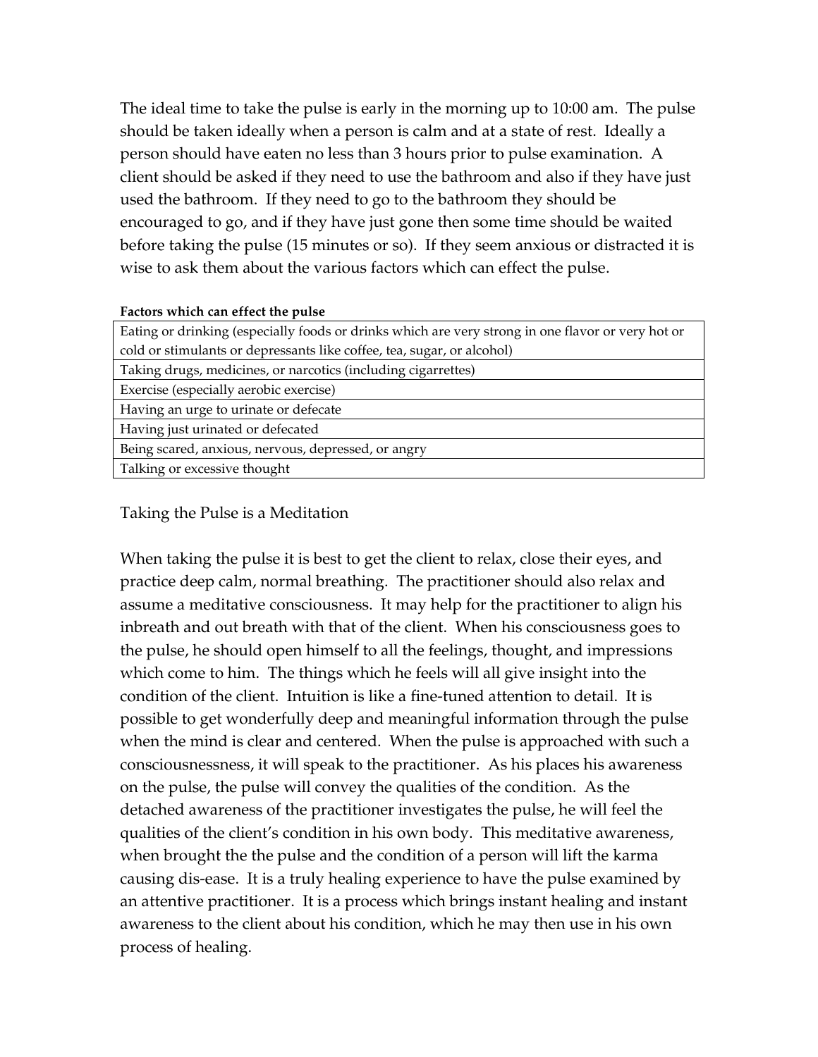The ideal time to take the pulse is early in the morning up to 10:00 am. The pulse should be taken ideally when a person is calm and at a state of rest. Ideally a person should have eaten no less than 3 hours prior to pulse examination. A client should be asked if they need to use the bathroom and also if they have just used the bathroom. If they need to go to the bathroom they should be encouraged to go, and if they have just gone then some time should be waited before taking the pulse (15 minutes or so). If they seem anxious or distracted it is wise to ask them about the various factors which can effect the pulse.

**Factors which can effect the pulse**

| |
|---|
| Eating or drinking (especially foods or drinks which are very strong in one flavor or very hot or cold or stimulants or depressants like coffee, tea, sugar, or alcohol) |
| Taking drugs, medicines, or narcotics (including cigarettes) |
| Exercise (especially aerobic exercise) |
| Having an urge to urinate or defecate |
| Having just urinated or defecated |
| Being scared, anxious, nervous, depressed, or angry |
| Talking or excessive thought |

## Taking the Pulse is a Meditation

When taking the pulse it is best to get the client to relax, close their eyes, and practice deep calm, normal breathing. The practitioner should also relax and assume a meditative consciousness. It may help for the practitioner to align his inbreath and out breath with that of the client. When his consciousness goes to the pulse, he should open himself to all the feelings, thought, and impressions which come to him. The things which he feels will all give insight into the condition of the client. Intuition is like a fine-tuned attention to detail. It is possible to get wonderfully deep and meaningful information through the pulse when the mind is clear and centered. When the pulse is approached with such a consciousnessness, it will speak to the practitioner. As his places his awareness on the pulse, the pulse will convey the qualities of the condition. As the detached awareness of the practitioner investigates the pulse, he will feel the qualities of the client's condition in his own body. This meditative awareness, when brought the the pulse and the condition of a person will lift the karma causing dis-ease. It is a truly healing experience to have the pulse examined by an attentive practitioner. It is a process which brings instant healing and instant awareness to the client about his condition, which he may then use in his own process of healing.